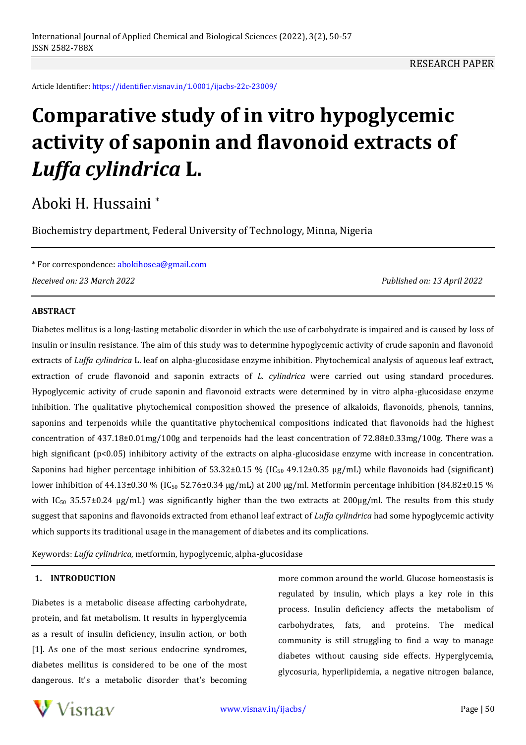RESEARCH PAPER

Article Identifier: https://identifier.visnav.in/1.0001/ijacbs-22c-23009/

# Comparative study of in vitro hypoglycemic activity of saponin and flavonoid extracts of *Luffa cylindrica* L.

Aboki H. Hussaini *

Biochemistry department, Federal University of Technology, Minna, Nigeria

* For correspondence: abokihosea@gmail.com

*Received on: 23 March 2022*

*Published on: 13 April 2022*

**ABSTRACT**

Diabetes mellitus is a long-lasting metabolic disorder in which the use of carbohydrate is impaired and is caused by loss of insulin or insulin resistance. The aim of this study was to determine hypoglycemic activity of crude saponin and flavonoid extracts of *Luffa cylindrica* L. leaf on alpha-glucosidase enzyme inhibition. Phytochemical analysis of aqueous leaf extract, extraction of crude flavonoid and saponin extracts of *L. cylindrica* were carried out using standard procedures. Hypoglycemic activity of crude saponin and flavonoid extracts were determined by in vitro alpha-glucosidase enzyme inhibition. The qualitative phytochemical composition showed the presence of alkaloids, flavonoids, phenols, tannins, saponins and terpenoids while the quantitative phytochemical compositions indicated that flavonoids had the highest concentration of 437.18±0.01mg/100g and terpenoids had the least concentration of 72.88±0.33mg/100g. There was a high significant ($p<0.05$) inhibitory activity of the extracts on alpha-glucosidase enzyme with increase in concentration. Saponins had higher percentage inhibition of 53.32±0.15 % ($IC_{50}$ 49.12±0.35 µg/mL) while flavonoids had (significant) lower inhibition of 44.13±0.30 % ($IC_{50}$ 52.76±0.34 µg/mL) at 200 µg/ml. Metformin percentage inhibition (84.82±0.15 % with $IC_{50}$ 35.57±0.24 µg/mL) was significantly higher than the two extracts at 200µg/ml. The results from this study suggest that saponins and flavonoids extracted from ethanol leaf extract of *Luffa cylindrica* had some hypoglycemic activity which supports its traditional usage in the management of diabetes and its complications.

Keywords: *Luffa cylindrica*, metformin, hypoglycemic, alpha-glucosidase

## 1. INTRODUCTION

Diabetes is a metabolic disease affecting carbohydrate, protein, and fat metabolism. It results in hyperglycemia as a result of insulin deficiency, insulin action, or both [1]. As one of the most serious endocrine syndromes, diabetes mellitus is considered to be one of the most dangerous. It's a metabolic disorder that's becoming more common around the world. Glucose homeostasis is regulated by insulin, which plays a key role in this process. Insulin deficiency affects the metabolism of carbohydrates, fats, and proteins. The medical community is still struggling to find a way to manage diabetes without causing side effects. Hyperglycemia, glycosuria, hyperlipidemia, a negative nitrogen balance,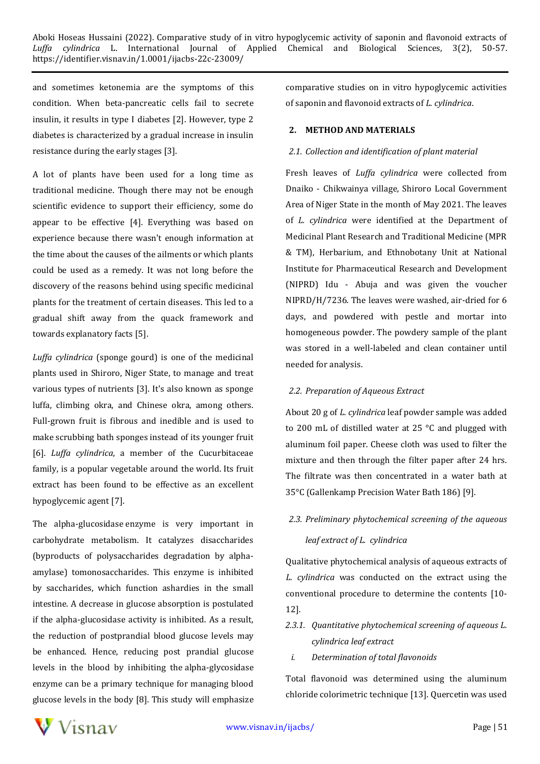and sometimes ketonemia are the symptoms of this condition. When beta-pancreatic cells fail to secrete insulin, it results in type I diabetes [2]. However, type 2 diabetes is characterized by a gradual increase in insulin resistance during the early stages [3].

A lot of plants have been used for a long time as traditional medicine. Though there may not be enough scientific evidence to support their efficiency, some do appear to be effective [4]. Everything was based on experience because there wasn't enough information at the time about the causes of the ailments or which plants could be used as a remedy. It was not long before the discovery of the reasons behind using specific medicinal plants for the treatment of certain diseases. This led to a gradual shift away from the quack framework and towards explanatory facts [5].

*Luffa cylindrica* (sponge gourd) is one of the medicinal plants used in Shiroro, Niger State, to manage and treat various types of nutrients [3]. It's also known as sponge luffa, climbing okra, and Chinese okra, among others. Full-grown fruit is fibrous and inedible and is used to make scrubbing bath sponges instead of its younger fruit [6]. *Luffa cylindrica*, a member of the Cucurbitaceae family, is a popular vegetable around the world. Its fruit extract has been found to be effective as an excellent hypoglycemic agent [7].

The alpha-glucosidase enzyme is very important in carbohydrate metabolism. It catalyzes disaccharides (byproducts of polysaccharides degradation by alpha-amylase) tomonosaccharides. This enzyme is inhibited by saccharides, which function ashardies in the small intestine. A decrease in glucose absorption is postulated if the alpha-glucosidase activity is inhibited. As a result, the reduction of postprandial blood glucose levels may be enhanced. Hence, reducing post prandial glucose levels in the blood by inhibiting the alpha-glycosidase enzyme can be a primary technique for managing blood glucose levels in the body [8]. This study will emphasize comparative studies on in vitro hypoglycemic activities of saponin and flavonoid extracts of *L. cylindrica*.

## 2. METHOD AND MATERIALS

### 2.1. Collection and identification of plant material

Fresh leaves of *Luffa cylindrica* were collected from Dnaiko - Chikwainya village, Shiroro Local Government Area of Niger State in the month of May 2021. The leaves of *L. cylindrica* were identified at the Department of Medicinal Plant Research and Traditional Medicine (MPR & TM), Herbarium, and Ethnobotany Unit at National Institute for Pharmaceutical Research and Development (NIPRD) Idu - Abuja and was given the voucher NIPRD/H/7236. The leaves were washed, air-dried for 6 days, and powdered with pestle and mortar into homogeneous powder. The powdery sample of the plant was stored in a well-labeled and clean container until needed for analysis.

### 2.2. Preparation of Aqueous Extract

About 20 g of *L. cylindrica* leaf powder sample was added to 200 mL of distilled water at 25 °C and plugged with aluminum foil paper. Cheese cloth was used to filter the mixture and then through the filter paper after 24 hrs. The filtrate was then concentrated in a water bath at 35°C (Gallenkamp Precision Water Bath 186) [9].

### 2.3. Preliminary phytochemical screening of the aqueous leaf extract of L. cylindrica

Qualitative phytochemical analysis of aqueous extracts of *L. cylindrica* was conducted on the extract using the conventional procedure to determine the contents [10-12].

#### 2.3.1. Quantitative phytochemical screening of aqueous L. cylindrica leaf extract

*i. Determination of total flavonoids*

Total flavonoid was determined using the aluminum chloride colorimetric technique [13]. Quercetin was used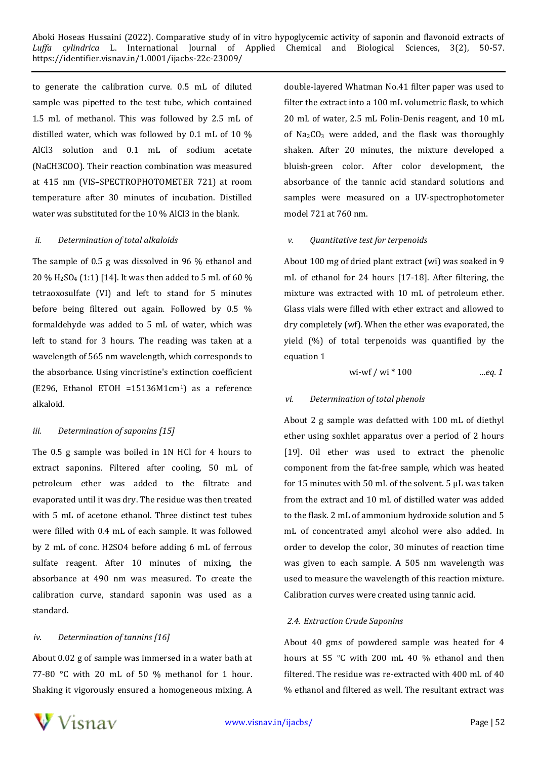to generate the calibration curve. 0.5 mL of diluted sample was pipetted to the test tube, which contained 1.5 mL of methanol. This was followed by 2.5 mL of distilled water, which was followed by 0.1 mL of 10 % AlCl3 solution and 0.1 mL of sodium acetate (NaCH3COO). Their reaction combination was measured at 415 nm (VIS–SPECTROPHOTOMETER 721) at room temperature after 30 minutes of incubation. Distilled water was substituted for the 10 % AlCl3 in the blank.

*ii. Determination of total alkaloids*

The sample of 0.5 g was dissolved in 96 % ethanol and 20 % $H_2SO_4$ (1:1) [14]. It was then added to 5 mL of 60 % tetraoxosulfate (VI) and left to stand for 5 minutes before being filtered out again. Followed by 0.5 % formaldehyde was added to 5 mL of water, which was left to stand for 3 hours. The reading was taken at a wavelength of 565 nm wavelength, which corresponds to the absorbance. Using vincristine's extinction coefficient (E296, Ethanol ETOH =15136M1cm[1]) as a reference alkaloid.

*iii. Determination of saponins [15]*

The 0.5 g sample was boiled in 1N HCl for 4 hours to extract saponins. Filtered after cooling, 50 mL of petroleum ether was added to the filtrate and evaporated until it was dry. The residue was then treated with 5 mL of acetone ethanol. Three distinct test tubes were filled with 0.4 mL of each sample. It was followed by 2 mL of conc. H2SO4 before adding 6 mL of ferrous sulfate reagent. After 10 minutes of mixing, the absorbance at 490 nm was measured. To create the calibration curve, standard saponin was used as a standard.

*iv. Determination of tannins [16]*

About 0.02 g of sample was immersed in a water bath at 77-80 °C with 20 mL of 50 % methanol for 1 hour. Shaking it vigorously ensured a homogeneous mixing. A double-layered Whatman No.41 filter paper was used to filter the extract into a 100 mL volumetric flask, to which 20 mL of water, 2.5 mL Folin-Denis reagent, and 10 mL of $Na_2CO_3$ were added, and the flask was thoroughly shaken. After 20 minutes, the mixture developed a bluish-green color. After color development, the absorbance of the tannic acid standard solutions and samples were measured on a UV-spectrophotometer model 721 at 760 nm.

*v. Quantitative test for terpenoids*

About 100 mg of dried plant extract (wi) was soaked in 9 mL of ethanol for 24 hours [17-18]. After filtering, the mixture was extracted with 10 mL of petroleum ether. Glass vials were filled with ether extract and allowed to dry completely (wf). When the ether was evaporated, the yield (%) of total terpenoids was quantified by the equation 1

$$wi-wf / wi * 100 \qquad ...eq. 1$$

*vi. Determination of total phenols*

About 2 g sample was defatted with 100 mL of diethyl ether using soxhlet apparatus over a period of 2 hours [19]. Oil ether was used to extract the phenolic component from the fat-free sample, which was heated for 15 minutes with 50 mL of the solvent. 5 µL was taken from the extract and 10 mL of distilled water was added to the flask. 2 mL of ammonium hydroxide solution and 5 mL of concentrated amyl alcohol were also added. In order to develop the color, 30 minutes of reaction time was given to each sample. A 505 nm wavelength was used to measure the wavelength of this reaction mixture. Calibration curves were created using tannic acid.

*2.4. Extraction Crude Saponins*

About 40 gms of powdered sample was heated for 4 hours at 55 °C with 200 mL 40 % ethanol and then filtered. The residue was re-extracted with 400 mL of 40 % ethanol and filtered as well. The resultant extract was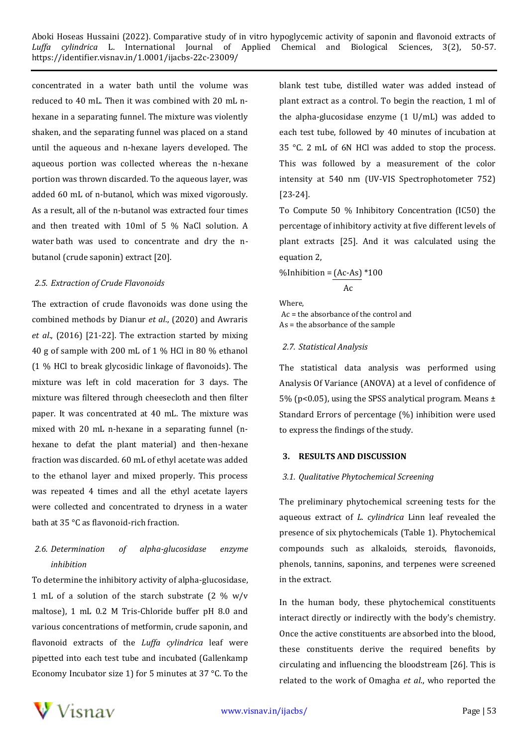concentrated in a water bath until the volume was reduced to 40 mL. Then it was combined with 20 mL n-hexane in a separating funnel. The mixture was violently shaken, and the separating funnel was placed on a stand until the aqueous and n-hexane layers developed. The aqueous portion was collected whereas the n-hexane portion was thrown discarded. To the aqueous layer, was added 60 mL of n-butanol, which was mixed vigorously. As a result, all of the n-butanol was extracted four times and then treated with 10ml of 5 % NaCl solution. A water bath was used to concentrate and dry the n-butanol (crude saponin) extract [20].

### 2.5. Extraction of Crude Flavonoids

The extraction of crude flavonoids was done using the combined methods by Dianur *et al*., (2020) and Awraris *et al*., (2016) [21-22]. The extraction started by mixing 40 g of sample with 200 mL of 1 % HCl in 80 % ethanol (1 % HCl to break glycosidic linkage of flavonoids). The mixture was left in cold maceration for 3 days. The mixture was filtered through cheesecloth and then filter paper. It was concentrated at 40 mL. The mixture was mixed with 20 mL n-hexane in a separating funnel (n-hexane to defat the plant material) and then-hexane fraction was discarded. 60 mL of ethyl acetate was added to the ethanol layer and mixed properly. This process was repeated 4 times and all the ethyl acetate layers were collected and concentrated to dryness in a water bath at 35 °C as flavonoid-rich fraction.

### 2.6. Determination of alpha-glucosidase enzyme inhibition

To determine the inhibitory activity of alpha-glucosidase, 1 mL of a solution of the starch substrate (2 % w/v maltose), 1 mL 0.2 M Tris-Chloride buffer pH 8.0 and various concentrations of metformin, crude saponin, and flavonoid extracts of the *Luffa cylindrica* leaf were pipetted into each test tube and incubated (Gallenkamp Economy Incubator size 1) for 5 minutes at 37 °C. To the blank test tube, distilled water was added instead of plant extract as a control. To begin the reaction, 1 ml of the alpha-glucosidase enzyme (1 U/mL) was added to each test tube, followed by 40 minutes of incubation at 35 °C. 2 mL of 6N HCl was added to stop the process. This was followed by a measurement of the color intensity at 540 nm (UV-VIS Spectrophotometer 752) [23-24].

To Compute 50 % Inhibitory Concentration (IC50) the percentage of inhibitory activity at five different levels of plant extracts [25]. And it was calculated using the equation 2,

$$\%Inhibition = \frac{(Ac - As)}{Ac} * 100$$

Where,
Ac = the absorbance of the control and
As = the absorbance of the sample

### 2.7. Statistical Analysis

The statistical data analysis was performed using Analysis Of Variance (ANOVA) at a level of confidence of 5% ($p<0.05$), using the SPSS analytical program. Means ± Standard Errors of percentage (%) inhibition were used to express the findings of the study.

## 3. RESULTS AND DISCUSSION

### 3.1. Qualitative Phytochemical Screening

The preliminary phytochemical screening tests for the aqueous extract of *L. cylindrica* Linn leaf revealed the presence of six phytochemicals (Table 1). Phytochemical compounds such as alkaloids, steroids, flavonoids, phenols, tannins, saponins, and terpenes were screened in the extract.

In the human body, these phytochemical constituents interact directly or indirectly with the body's chemistry. Once the active constituents are absorbed into the blood, these constituents derive the required benefits by circulating and influencing the bloodstream [26]. This is related to the work of Omagha *et al*., who reported the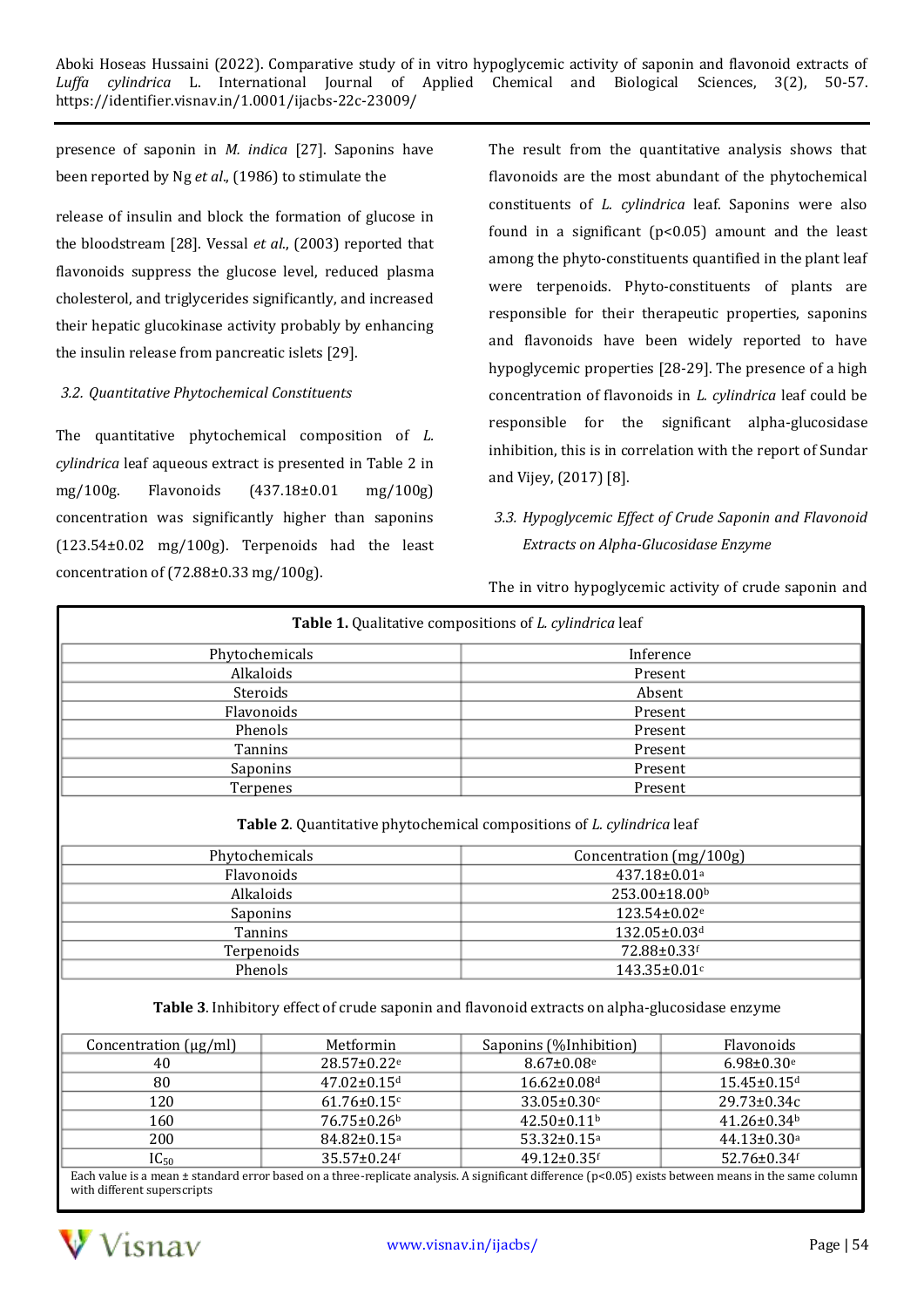presence of saponin in *M. indica* [27]. Saponins have been reported by Ng *et al*., (1986) to stimulate the release of insulin and block the formation of glucose in the bloodstream [28]. Vessal *et al*., (2003) reported that flavonoids suppress the glucose level, reduced plasma cholesterol, and triglycerides significantly, and increased their hepatic glucokinase activity probably by enhancing the insulin release from pancreatic islets [29].

### 3.2. Quantitative Phytochemical Constituents

The quantitative phytochemical composition of *L. cylindrica* leaf aqueous extract is presented in Table 2 in mg/100g. Flavonoids (437.18±0.01 mg/100g) concentration was significantly higher than saponins (123.54±0.02 mg/100g). Terpenoids had the least concentration of (72.88±0.33 mg/100g).

The result from the quantitative analysis shows that flavonoids are the most abundant of the phytochemical constituents of *L. cylindrica* leaf. Saponins were also found in a significant ($p<0.05$) amount and the least among the phyto-constituents quantified in the plant leaf were terpenoids. Phyto-constituents of plants are responsible for their therapeutic properties, saponins and flavonoids have been widely reported to have hypoglycemic properties [28-29]. The presence of a high concentration of flavonoids in *L. cylindrica* leaf could be responsible for the significant alpha-glucosidase inhibition, this is in correlation with the report of Sundar and Vijey, (2017) [8].

### 3.3. Hypoglycemic Effect of Crude Saponin and Flavonoid Extracts on Alpha-Glucosidase Enzyme

The in vitro hypoglycemic activity of crude saponin and

**Table 1.** Qualitative compositions of *L. cylindrica* leaf

| Phytochemicals | Inference |
|---|---|
| Alkaloids | Present |
| Steroids | Absent |
| Flavonoids | Present |
| Phenols | Present |
| Tannins | Present |
| Saponins | Present |
| Terpenes | Present |

**Table 2**. Quantitative phytochemical compositions of *L. cylindrica* leaf

| Phytochemicals | Concentration (mg/100g) |
|---|---|
| Flavonoids | 437.18±0.01[a] |
| Alkaloids | 253.00±18.00[b] |
| Saponins | 123.54±0.02[e] |
| Tannins | 132.05±0.03[d] |
| Terpenoids | 72.88±0.33[f] |
| Phenols | 143.35±0.01[c] |

**Table 3**. Inhibitory effect of crude saponin and flavonoid extracts on alpha-glucosidase enzyme

| Concentration (μg/ml) | Metformin | Saponins (%Inhibition) | Flavonoids |
|---|---|---|---|
| 40 | 28.57±0.22[e] | 8.67±0.08[e] | 6.98±0.30[e] |
| 80 | 47.02±0.15[d] | 16.62±0.08[d] | 15.45±0.15[d] |
| 120 | 61.76±0.15[c] | 33.05±0.30[c] | 29.73±0.34c |
| 160 | 76.75±0.26[b] | 42.50±0.11[b] | 41.26±0.34[b] |
| 200 | 84.82±0.15[a] | 53.32±0.15[a] | 44.13±0.30[a] |
| $IC_{50}$ | 35.57±0.24[f] | 49.12±0.35[f] | 52.76±0.34[f] |

Each value is a mean ± standard error based on a three-replicate analysis. A significant difference ($p<0.05$) exists between means in the same column with different superscripts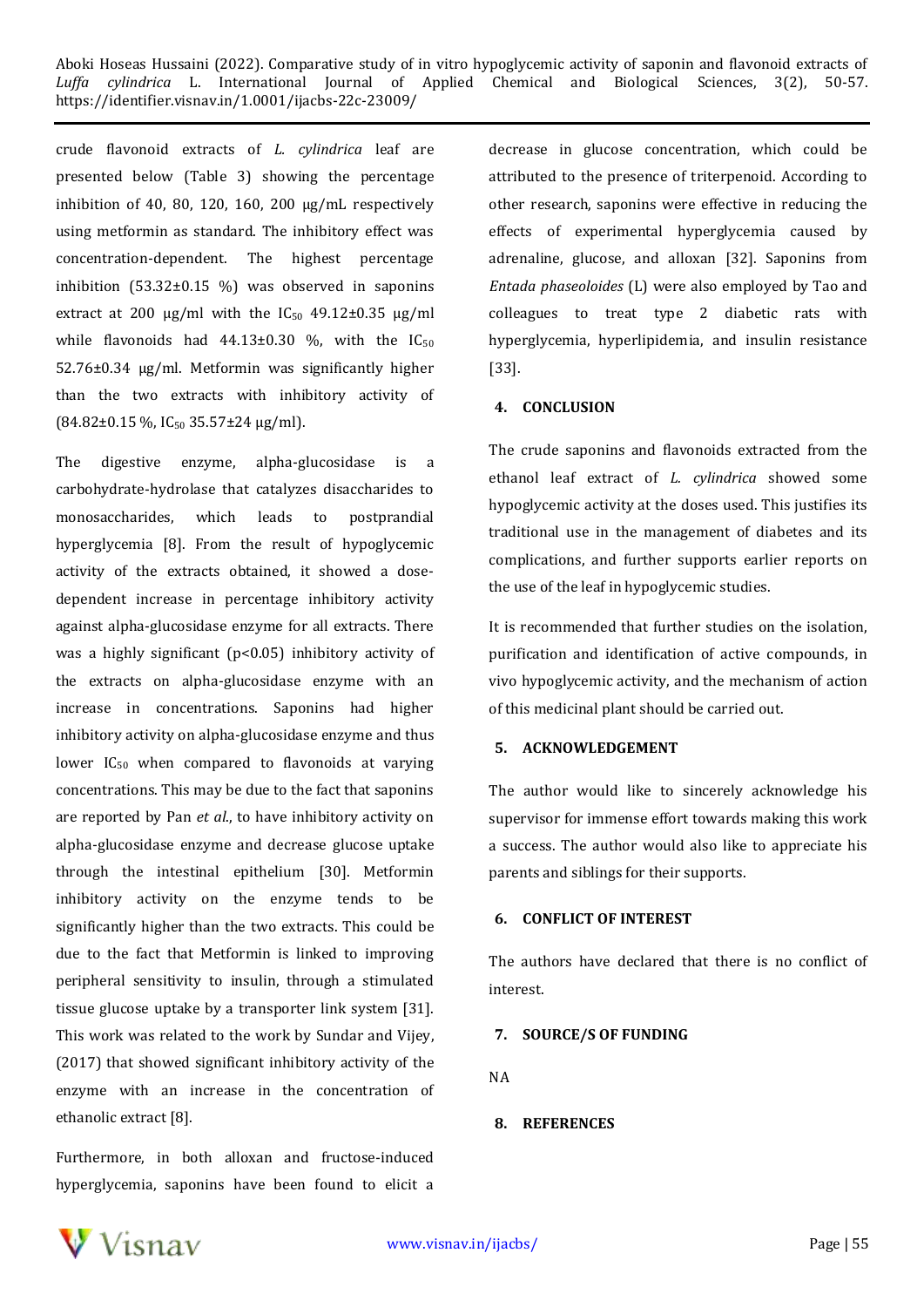crude flavonoid extracts of *L. cylindrica* leaf are presented below (Table 3) showing the percentage inhibition of 40, 80, 120, 160, 200 µg/mL respectively using metformin as standard. The inhibitory effect was concentration-dependent. The highest percentage inhibition (53.32±0.15 %) was observed in saponins extract at 200 µg/ml with the $IC_{50}$ 49.12±0.35 µg/ml while flavonoids had 44.13±0.30 %, with the $IC_{50}$ 52.76±0.34 µg/ml. Metformin was significantly higher than the two extracts with inhibitory activity of (84.82±0.15 %, $IC_{50}$ 35.57±24 µg/ml).

The digestive enzyme, alpha-glucosidase is a carbohydrate-hydrolase that catalyzes disaccharides to monosaccharides, which leads to postprandial hyperglycemia [8]. From the result of hypoglycemic activity of the extracts obtained, it showed a dose-dependent increase in percentage inhibitory activity against alpha-glucosidase enzyme for all extracts. There was a highly significant ($p<0.05$) inhibitory activity of the extracts on alpha-glucosidase enzyme with an increase in concentrations. Saponins had higher inhibitory activity on alpha-glucosidase enzyme and thus lower $IC_{50}$ when compared to flavonoids at varying concentrations. This may be due to the fact that saponins are reported by Pan *et al*., to have inhibitory activity on alpha-glucosidase enzyme and decrease glucose uptake through the intestinal epithelium [30]. Metformin inhibitory activity on the enzyme tends to be significantly higher than the two extracts. This could be due to the fact that Metformin is linked to improving peripheral sensitivity to insulin, through a stimulated tissue glucose uptake by a transporter link system [31]. This work was related to the work by Sundar and Vijey, (2017) that showed significant inhibitory activity of the enzyme with an increase in the concentration of ethanolic extract [8].

Furthermore, in both alloxan and fructose-induced hyperglycemia, saponins have been found to elicit a decrease in glucose concentration, which could be attributed to the presence of triterpenoid. According to other research, saponins were effective in reducing the effects of experimental hyperglycemia caused by adrenaline, glucose, and alloxan [32]. Saponins from *Entada phaseoloides* (L) were also employed by Tao and colleagues to treat type 2 diabetic rats with hyperglycemia, hyperlipidemia, and insulin resistance [33].

## 4. CONCLUSION

The crude saponins and flavonoids extracted from the ethanol leaf extract of *L. cylindrica* showed some hypoglycemic activity at the doses used. This justifies its traditional use in the management of diabetes and its complications, and further supports earlier reports on the use of the leaf in hypoglycemic studies.

It is recommended that further studies on the isolation, purification and identification of active compounds, in vivo hypoglycemic activity, and the mechanism of action of this medicinal plant should be carried out.

## 5. ACKNOWLEDGEMENT

The author would like to sincerely acknowledge his supervisor for immense effort towards making this work a success. The author would also like to appreciate his parents and siblings for their supports.

## 6. CONFLICT OF INTEREST

The authors have declared that there is no conflict of interest.

## 7. SOURCE/S OF FUNDING

NA

## 8. REFERENCES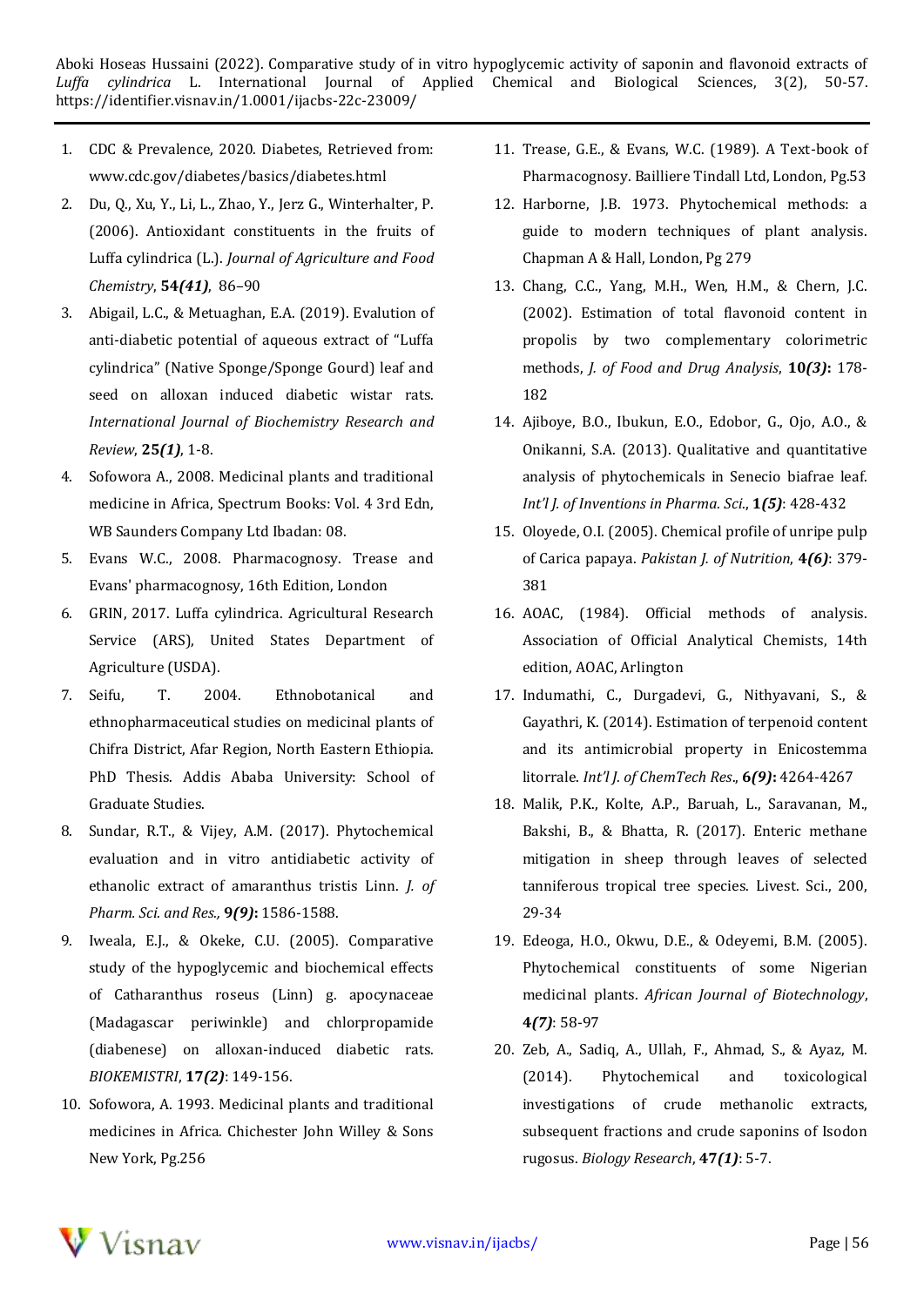1. CDC & Prevalence, 2020. Diabetes, Retrieved from: www.cdc.gov/diabetes/basics/diabetes.html
2. Du, Q., Xu, Y., Li, L., Zhao, Y., Jerz G., Winterhalter, P. (2006). Antioxidant constituents in the fruits of Luffa cylindrica (L.). *Journal of Agriculture and Food Chemistry*, **54*(41)***, 86–90
3. Abigail, L.C., & Metuaghan, E.A. (2019). Evalution of anti-diabetic potential of aqueous extract of "Luffa cylindrica" (Native Sponge/Sponge Gourd) leaf and seed on alloxan induced diabetic wistar rats. *International Journal of Biochemistry Research and Review*, **25*(1)***, 1-8.
4. Sofowora A., 2008. Medicinal plants and traditional medicine in Africa, Spectrum Books: Vol. 4 3rd Edn, WB Saunders Company Ltd Ibadan: 08.
5. Evans W.C., 2008. Pharmacognosy. Trease and Evans' pharmacognosy, 16th Edition, London
6. GRIN, 2017. Luffa cylindrica. Agricultural Research Service (ARS), United States Department of Agriculture (USDA).
7. Seifu, T. 2004. Ethnobotanical and ethnopharmaceutical studies on medicinal plants of Chifra District, Afar Region, North Eastern Ethiopia. PhD Thesis. Addis Ababa University: School of Graduate Studies.
8. Sundar, R.T., & Vijey, A.M. (2017). Phytochemical evaluation and in vitro antidiabetic activity of ethanolic extract of amaranthus tristis Linn. *J. of Pharm. Sci. and Res.,* **9*(9)*:** 1586-1588.
9. Iweala, E.J., & Okeke, C.U. (2005). Comparative study of the hypoglycemic and biochemical effects of Catharanthus roseus (Linn) g. apocynaceae (Madagascar periwinkle) and chlorpropamide (diabenese) on alloxan-induced diabetic rats. *BIOKEMISTRI*, **17*(2)***: 149-156.
10. Sofowora, A. 1993. Medicinal plants and traditional medicines in Africa. Chichester John Willey & Sons New York, Pg.256
11. Trease, G.E., & Evans, W.C. (1989). A Text-book of Pharmacognosy. Bailliere Tindall Ltd, London, Pg.53
12. Harborne, J.B. 1973. Phytochemical methods: a guide to modern techniques of plant analysis. Chapman A & Hall, London, Pg 279
13. Chang, C.C., Yang, M.H., Wen, H.M., & Chern, J.C. (2002). Estimation of total flavonoid content in propolis by two complementary colorimetric methods, *J. of Food and Drug Analysis*, **10*(3)*:** 178-182
14. Ajiboye, B.O., Ibukun, E.O., Edobor, G., Ojo, A.O., & Onikanni, S.A. (2013). Qualitative and quantitative analysis of phytochemicals in Senecio biafrae leaf. *Int'l J. of Inventions in Pharma. Sci.*, **1*(5)***: 428-432
15. Oloyede, O.I. (2005). Chemical profile of unripe pulp of Carica papaya. *Pakistan J. of Nutrition*, **4*(6)***: 379-381
16. AOAC, (1984). Official methods of analysis. Association of Official Analytical Chemists, 14th edition, AOAC, Arlington
17. Indumathi, C., Durgadevi, G., Nithyavani, S., & Gayathri, K. (2014). Estimation of terpenoid content and its antimicrobial property in Enicostemma litorrale. *Int'l J. of ChemTech Res*., **6*(9)*:** 4264-4267
18. Malik, P.K., Kolte, A.P., Baruah, L., Saravanan, M., Bakshi, B., & Bhatta, R. (2017). Enteric methane mitigation in sheep through leaves of selected tanniferous tropical tree species. Livest. Sci., 200, 29-34
19. Edeoga, H.O., Okwu, D.E., & Odeyemi, B.M. (2005). Phytochemical constituents of some Nigerian medicinal plants. *African Journal of Biotechnology*, ***4(7)***: 58-97
20. Zeb, A., Sadiq, A., Ullah, F., Ahmad, S., & Ayaz, M. (2014). Phytochemical and toxicological investigations of crude methanolic extracts, subsequent fractions and crude saponins of Isodon rugosus. *Biology Research*, **47*(1)***: 5-7.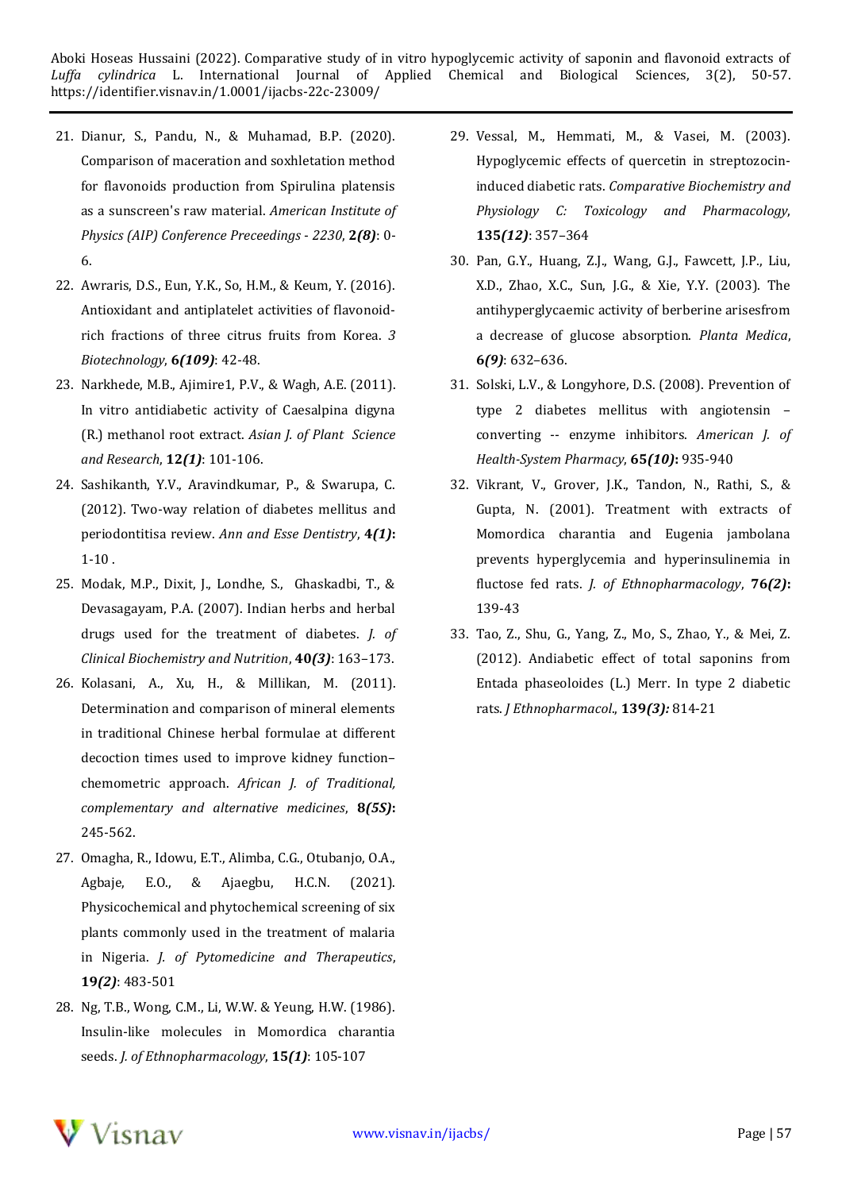21. Dianur, S., Pandu, N., & Muhamad, B.P. (2020). Comparison of maceration and soxhletation method for flavonoids production from Spirulina platensis as a sunscreen's raw material. *American Institute of Physics (AIP) Conference Preceedings - 2230*, **2*(8)***: 0-6.
22. Awraris, D.S., Eun, Y.K., So, H.M., & Keum, Y. (2016). Antioxidant and antiplatelet activities of flavonoid-rich fractions of three citrus fruits from Korea. *3 Biotechnology*, **6*(109)***: 42-48.
23. Narkhede, M.B., Ajimire1, P.V., & Wagh, A.E. (2011). In vitro antidiabetic activity of Caesalpina digyna (R.) methanol root extract. *Asian J. of Plant Science and Research*, **12*(1)***: 101-106.
24. Sashikanth, Y.V., Aravindkumar, P., & Swarupa, C. (2012). Two-way relation of diabetes mellitus and periodontitisa review. *Ann and Esse Dentistry*, **4*(1)*:** 1-10 .
25. Modak, M.P., Dixit, J., Londhe, S., Ghaskadbi, T., & Devasagayam, P.A. (2007). Indian herbs and herbal drugs used for the treatment of diabetes. *J. of Clinical Biochemistry and Nutrition*, **40*(3)***: 163–173.
26. Kolasani, A., Xu, H., & Millikan, M. (2011). Determination and comparison of mineral elements in traditional Chinese herbal formulae at different decoction times used to improve kidney function–chemometric approach. *African J. of Traditional, complementary and alternative medicines*, **8*(5S)*:** 245-562.
27. Omagha, R., Idowu, E.T., Alimba, C.G., Otubanjo, O.A., Agbaje, E.O., & Ajaegbu, H.C.N. (2021). Physicochemical and phytochemical screening of six plants commonly used in the treatment of malaria in Nigeria. *J. of Pytomedicine and Therapeutics*, **19*(2)***: 483-501
28. Ng, T.B., Wong, C.M., Li, W.W. & Yeung, H.W. (1986). Insulin-like molecules in Momordica charantia seeds. *J. of Ethnopharmacology*, **15*(1)***: 105-107
29. Vessal, M., Hemmati, M., & Vasei, M. (2003). Hypoglycemic effects of quercetin in streptozocin-induced diabetic rats. *Comparative Biochemistry and Physiology C: Toxicology and Pharmacology*, **135*(12)***: 357–364
30. Pan, G.Y., Huang, Z.J., Wang, G.J., Fawcett, J.P., Liu, X.D., Zhao, X.C., Sun, J.G., & Xie, Y.Y. (2003). The antihyperglycaemic activity of berberine arisesfrom a decrease of glucose absorption. *Planta Medica*, **6*(9)***: 632–636.
31. Solski, L.V., & Longyhore, D.S. (2008). Prevention of type 2 diabetes mellitus with angiotensin – converting -- enzyme inhibitors. *American J. of Health-System Pharmacy*, **65*(10)*:** 935-940
32. Vikrant, V., Grover, J.K., Tandon, N., Rathi, S., & Gupta, N. (2001). Treatment with extracts of Momordica charantia and Eugenia jambolana prevents hyperglycemia and hyperinsulinemia in fluctose fed rats. *J. of Ethnopharmacology*, **76*(2)*:** 139-43
33. Tao, Z., Shu, G., Yang, Z., Mo, S., Zhao, Y., & Mei, Z. (2012). Andiabetic effect of total saponins from Entada phaseoloides (L.) Merr. In type 2 diabetic rats. *J Ethnopharmacol*., **139*(3):*** 814-21